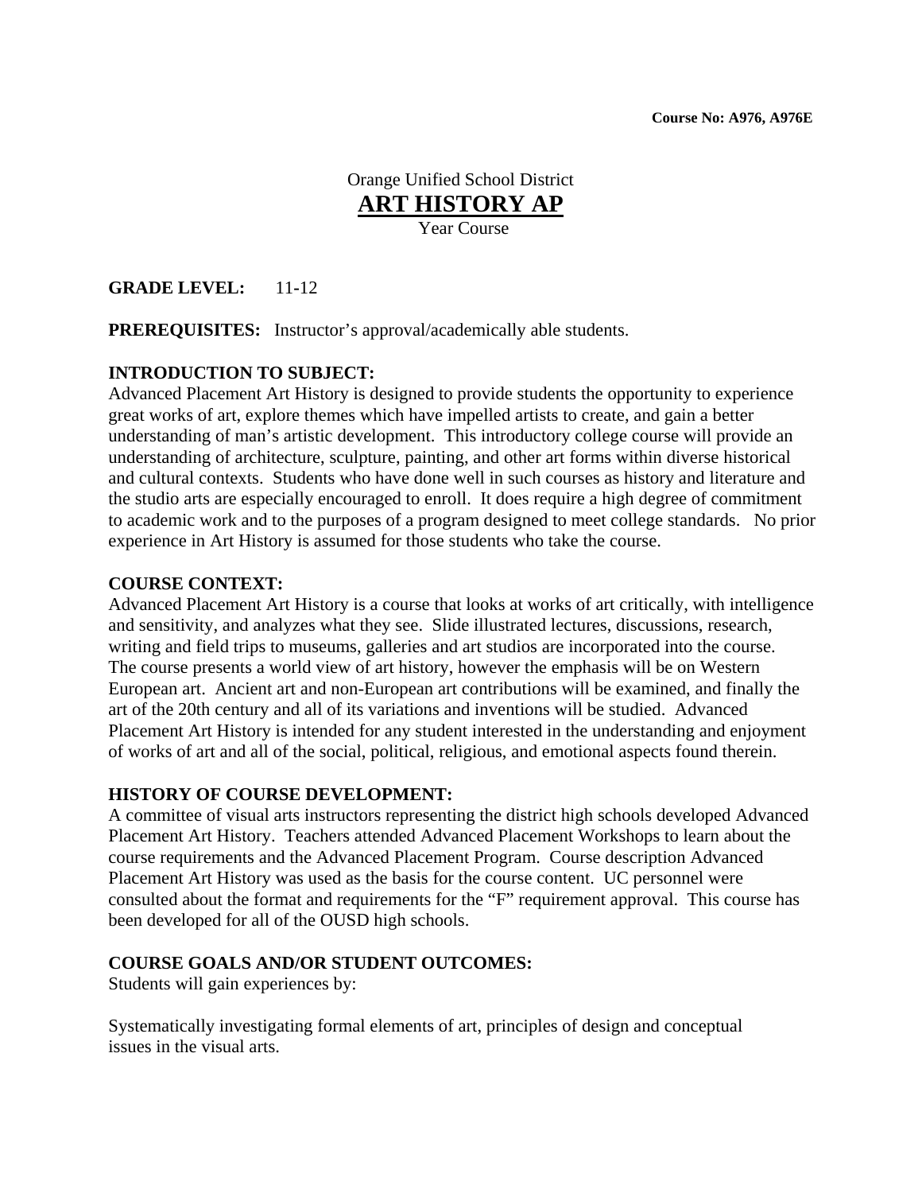**Course No: A976, A976E**

Orange Unified School District

# ART HISTORY AP

Year Course

**GRADE LEVEL:** 11-12

**PREREQUISITES:** Instructor's approval/academically able students.

**INTRODUCTION TO SUBJECT:**

Advanced Placement Art History is designed to provide students the opportunity to experience great works of art, explore themes which have impelled artists to create, and gain a better understanding of man's artistic development. This introductory college course will provide an understanding of architecture, sculpture, painting, and other art forms within diverse historical and cultural contexts. Students who have done well in such courses as history and literature and the studio arts are especially encouraged to enroll. It does require a high degree of commitment to academic work and to the purposes of a program designed to meet college standards. No prior experience in Art History is assumed for those students who take the course.

**COURSE CONTEXT:**

Advanced Placement Art History is a course that looks at works of art critically, with intelligence and sensitivity, and analyzes what they see. Slide illustrated lectures, discussions, research, writing and field trips to museums, galleries and art studios are incorporated into the course. The course presents a world view of art history, however the emphasis will be on Western European art. Ancient art and non-European art contributions will be examined, and finally the art of the 20th century and all of its variations and inventions will be studied. Advanced Placement Art History is intended for any student interested in the understanding and enjoyment of works of art and all of the social, political, religious, and emotional aspects found therein.

**HISTORY OF COURSE DEVELOPMENT:**

A committee of visual arts instructors representing the district high schools developed Advanced Placement Art History. Teachers attended Advanced Placement Workshops to learn about the course requirements and the Advanced Placement Program. Course description Advanced Placement Art History was used as the basis for the course content. UC personnel were consulted about the format and requirements for the "F" requirement approval. This course has been developed for all of the OUSD high schools.

**COURSE GOALS AND/OR STUDENT OUTCOMES:**

Students will gain experiences by:

Systematically investigating formal elements of art, principles of design and conceptual issues in the visual arts.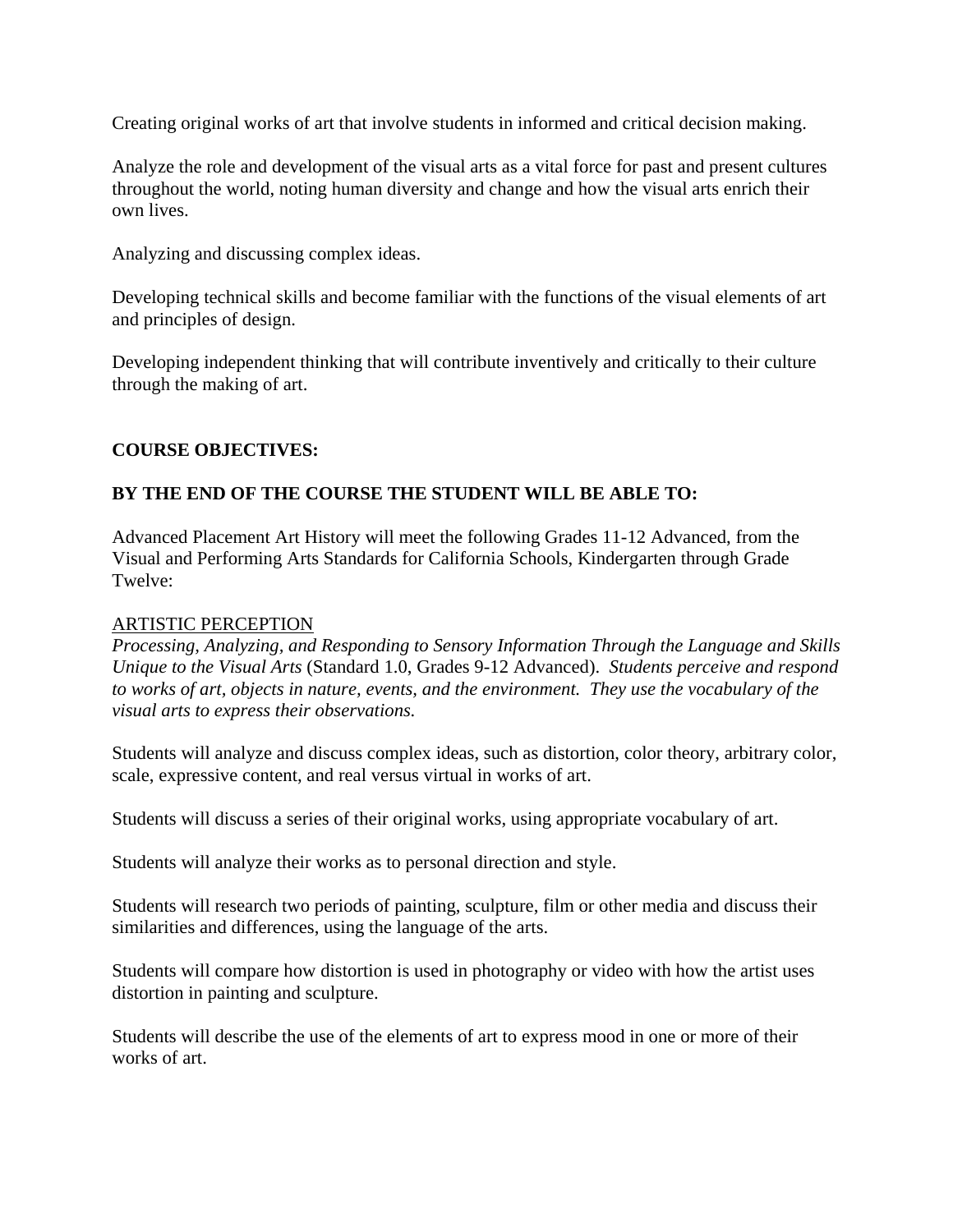Creating original works of art that involve students in informed and critical decision making.

Analyze the role and development of the visual arts as a vital force for past and present cultures throughout the world, noting human diversity and change and how the visual arts enrich their own lives.

Analyzing and discussing complex ideas.

Developing technical skills and become familiar with the functions of the visual elements of art and principles of design.

Developing independent thinking that will contribute inventively and critically to their culture through the making of art.

**COURSE OBJECTIVES:**

**BY THE END OF THE COURSE THE STUDENT WILL BE ABLE TO:**

Advanced Placement Art History will meet the following Grades 11-12 Advanced, from the Visual and Performing Arts Standards for California Schools, Kindergarten through Grade Twelve:

<u>ARTISTIC PERCEPTION</u>

*Processing, Analyzing, and Responding to Sensory Information Through the Language and Skills Unique to the Visual Arts* (Standard 1.0, Grades 9-12 Advanced). *Students perceive and respond to works of art, objects in nature, events, and the environment. They use the vocabulary of the visual arts to express their observations.*

Students will analyze and discuss complex ideas, such as distortion, color theory, arbitrary color, scale, expressive content, and real versus virtual in works of art.

Students will discuss a series of their original works, using appropriate vocabulary of art.

Students will analyze their works as to personal direction and style.

Students will research two periods of painting, sculpture, film or other media and discuss their similarities and differences, using the language of the arts.

Students will compare how distortion is used in photography or video with how the artist uses distortion in painting and sculpture.

Students will describe the use of the elements of art to express mood in one or more of their works of art.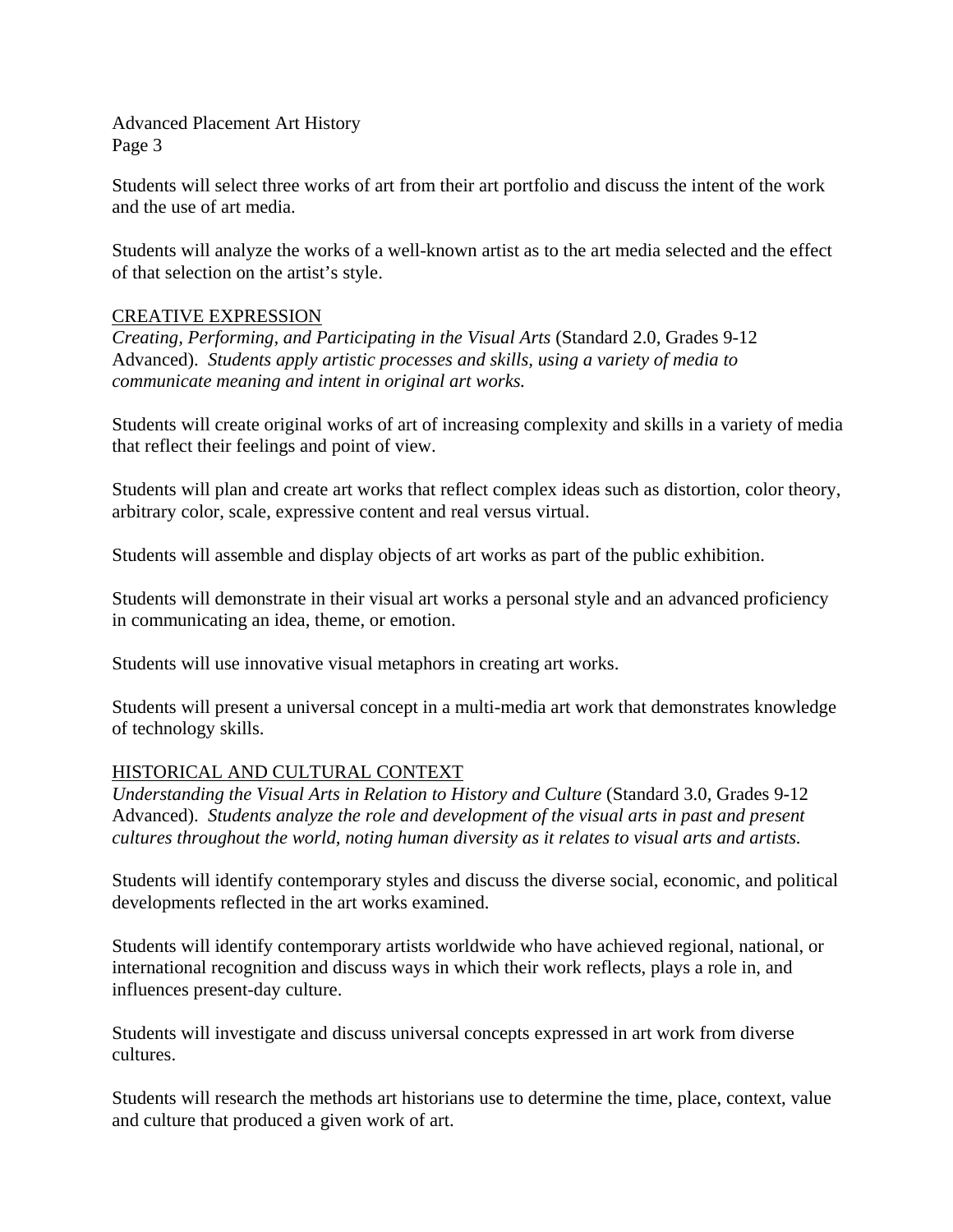Students will select three works of art from their art portfolio and discuss the intent of the work and the use of art media.

Students will analyze the works of a well-known artist as to the art media selected and the effect of that selection on the artist's style.

## CREATIVE EXPRESSION

*Creating, Performing, and Participating in the Visual Arts* (Standard 2.0, Grades 9-12 Advanced). *Students apply artistic processes and skills, using a variety of media to communicate meaning and intent in original art works.*

Students will create original works of art of increasing complexity and skills in a variety of media that reflect their feelings and point of view.

Students will plan and create art works that reflect complex ideas such as distortion, color theory, arbitrary color, scale, expressive content and real versus virtual.

Students will assemble and display objects of art works as part of the public exhibition.

Students will demonstrate in their visual art works a personal style and an advanced proficiency in communicating an idea, theme, or emotion.

Students will use innovative visual metaphors in creating art works.

Students will present a universal concept in a multi-media art work that demonstrates knowledge of technology skills.

## HISTORICAL AND CULTURAL CONTEXT

*Understanding the Visual Arts in Relation to History and Culture* (Standard 3.0, Grades 9-12 Advanced). *Students analyze the role and development of the visual arts in past and present cultures throughout the world, noting human diversity as it relates to visual arts and artists.*

Students will identify contemporary styles and discuss the diverse social, economic, and political developments reflected in the art works examined.

Students will identify contemporary artists worldwide who have achieved regional, national, or international recognition and discuss ways in which their work reflects, plays a role in, and influences present-day culture.

Students will investigate and discuss universal concepts expressed in art work from diverse cultures.

Students will research the methods art historians use to determine the time, place, context, value and culture that produced a given work of art.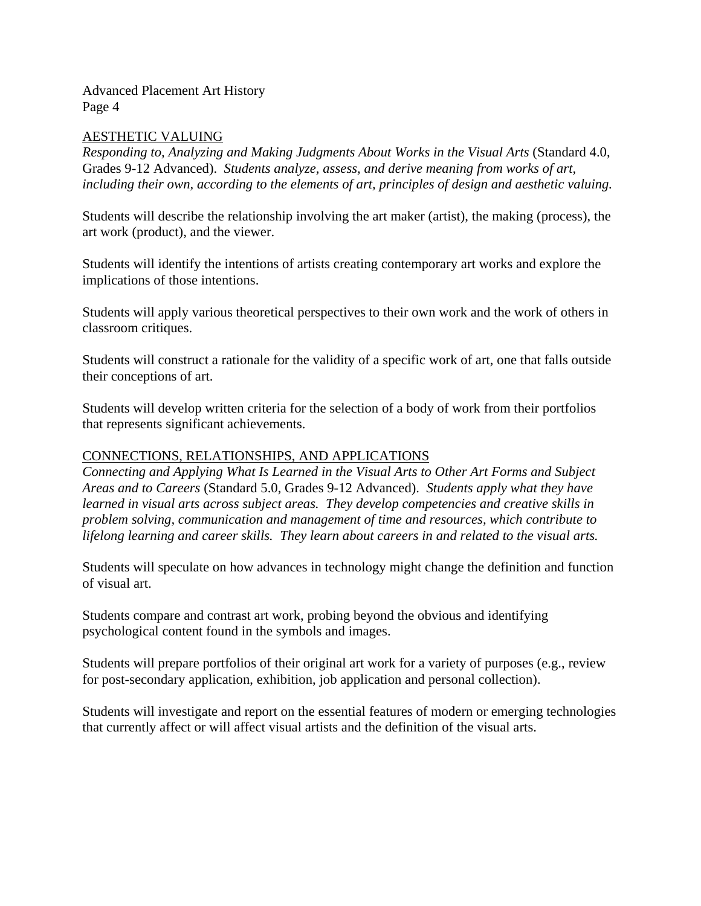## AESTHETIC VALUING

*Responding to, Analyzing and Making Judgments About Works in the Visual Arts* (Standard 4.0, Grades 9-12 Advanced). *Students analyze, assess, and derive meaning from works of art, including their own, according to the elements of art, principles of design and aesthetic valuing.*

Students will describe the relationship involving the art maker (artist), the making (process), the art work (product), and the viewer.

Students will identify the intentions of artists creating contemporary art works and explore the implications of those intentions.

Students will apply various theoretical perspectives to their own work and the work of others in classroom critiques.

Students will construct a rationale for the validity of a specific work of art, one that falls outside their conceptions of art.

Students will develop written criteria for the selection of a body of work from their portfolios that represents significant achievements.

## CONNECTIONS, RELATIONSHIPS, AND APPLICATIONS

*Connecting and Applying What Is Learned in the Visual Arts to Other Art Forms and Subject Areas and to Careers* (Standard 5.0, Grades 9-12 Advanced). *Students apply what they have learned in visual arts across subject areas. They develop competencies and creative skills in problem solving, communication and management of time and resources, which contribute to lifelong learning and career skills. They learn about careers in and related to the visual arts.*

Students will speculate on how advances in technology might change the definition and function of visual art.

Students compare and contrast art work, probing beyond the obvious and identifying psychological content found in the symbols and images.

Students will prepare portfolios of their original art work for a variety of purposes (e.g., review for post-secondary application, exhibition, job application and personal collection).

Students will investigate and report on the essential features of modern or emerging technologies that currently affect or will affect visual artists and the definition of the visual arts.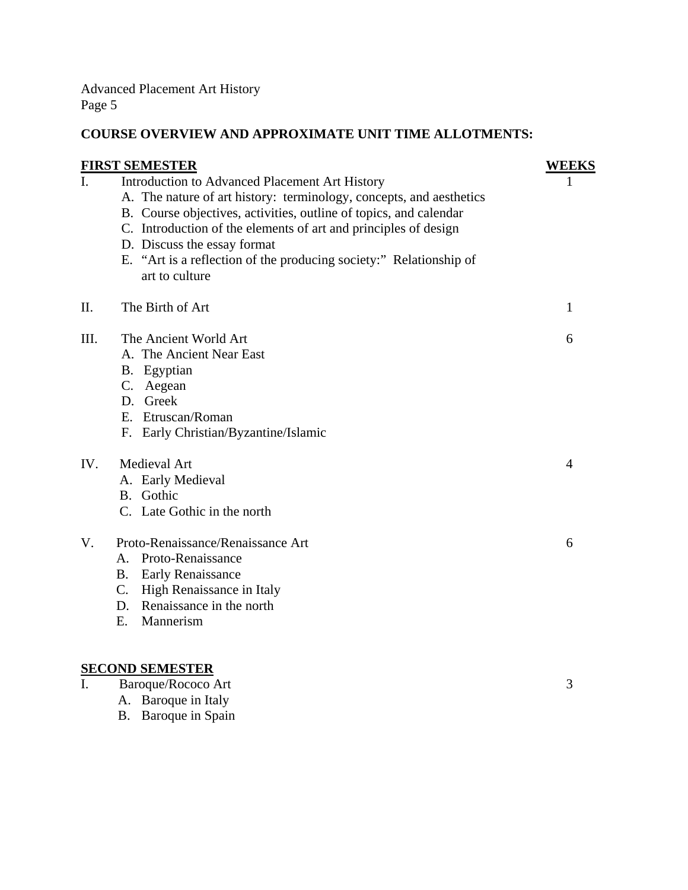## COURSE OVERVIEW AND APPROXIMATE UNIT TIME ALLOTMENTS:

| **FIRST SEMESTER** | **WEEKS** |
|---|---|
| I. Introduction to Advanced Placement Art History<br>A. The nature of art history: terminology, concepts, and aesthetics<br>B. Course objectives, activities, outline of topics, and calendar<br>C. Introduction of the elements of art and principles of design<br>D. Discuss the essay format<br>E. "Art is a reflection of the producing society:" Relationship of art to culture | 1 |
| II. The Birth of Art | 1 |
| III. The Ancient World Art<br>A. The Ancient Near East<br>B. Egyptian<br>C. Aegean<br>D. Greek<br>E. Etruscan/Roman<br>F. Early Christian/Byzantine/Islamic | 6 |
| IV. Medieval Art<br>A. Early Medieval<br>B. Gothic<br>C. Late Gothic in the north | 4 |
| V. Proto-Renaissance/Renaissance Art<br>A. Proto-Renaissance<br>B. Early Renaissance<br>C. High Renaissance in Italy<br>D. Renaissance in the north<br>E. Mannerism | 6 |
| **SECOND SEMESTER** | |
| I. Baroque/Rococo Art<br>A. Baroque in Italy<br>B. Baroque in Spain | 3 |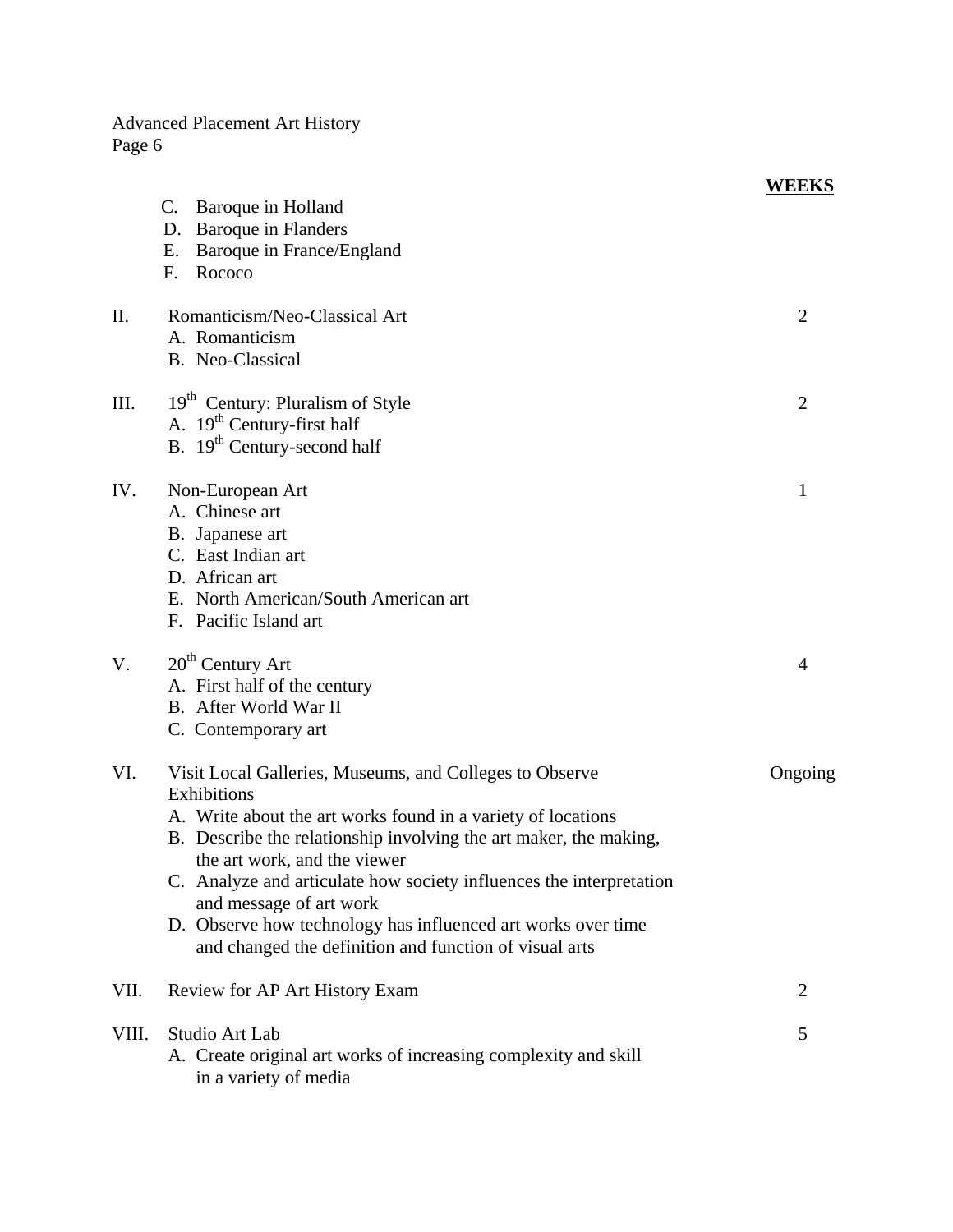| | | WEEKS |
|---|---|---|
| | C. Baroque in Holland<br>D. Baroque in Flanders<br>E. Baroque in France/England<br>F. Rococo | |
| II. | Romanticism/Neo-Classical Art<br>A. Romanticism<br>B. Neo-Classical | 2 |
| III. | 19th Century: Pluralism of Style<br>A. 19th Century-first half<br>B. 19th Century-second half | 2 |
| IV. | Non-European Art<br>A. Chinese art<br>B. Japanese art<br>C. East Indian art<br>D. African art<br>E. North American/South American art<br>F. Pacific Island art | 1 |
| V. | 20th Century Art<br>A. First half of the century<br>B. After World War II<br>C. Contemporary art | 4 |
| VI. | Visit Local Galleries, Museums, and Colleges to Observe Exhibitions<br>A. Write about the art works found in a variety of locations<br>B. Describe the relationship involving the art maker, the making, the art work, and the viewer<br>C. Analyze and articulate how society influences the interpretation and message of art work<br>D. Observe how technology has influenced art works over time and changed the definition and function of visual arts | Ongoing |
| VII. | Review for AP Art History Exam | 2 |
| VIII. | Studio Art Lab<br>A. Create original art works of increasing complexity and skill in a variety of media | 5 |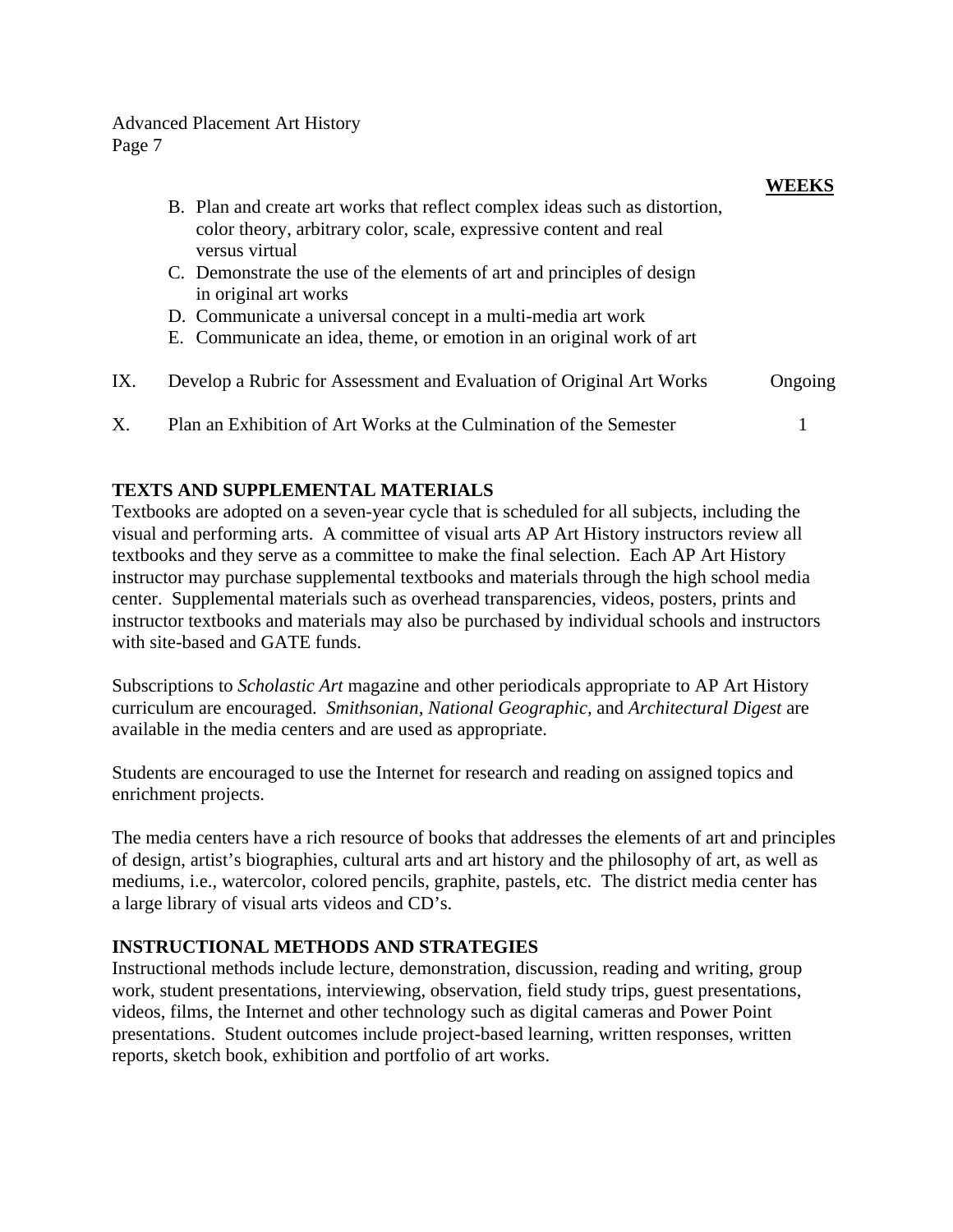| | | WEEKS |
|---|---|---|
| | B. Plan and create art works that reflect complex ideas such as distortion, color theory, arbitrary color, scale, expressive content and real versus virtual | |
| | C. Demonstrate the use of the elements of art and principles of design in original art works | |
| | D. Communicate a universal concept in a multi-media art work | |
| | E. Communicate an idea, theme, or emotion in an original work of art | |
| IX. | Develop a Rubric for Assessment and Evaluation of Original Art Works | Ongoing |
| X. | Plan an Exhibition of Art Works at the Culmination of the Semester | 1 |

**TEXTS AND SUPPLEMENTAL MATERIALS**

Textbooks are adopted on a seven-year cycle that is scheduled for all subjects, including the visual and performing arts. A committee of visual arts AP Art History instructors review all textbooks and they serve as a committee to make the final selection. Each AP Art History instructor may purchase supplemental textbooks and materials through the high school media center. Supplemental materials such as overhead transparencies, videos, posters, prints and instructor textbooks and materials may also be purchased by individual schools and instructors with site-based and GATE funds.

Subscriptions to *Scholastic Art* magazine and other periodicals appropriate to AP Art History curriculum are encouraged. *Smithsonian, National Geographic,* and *Architectural Digest* are available in the media centers and are used as appropriate.

Students are encouraged to use the Internet for research and reading on assigned topics and enrichment projects.

The media centers have a rich resource of books that addresses the elements of art and principles of design, artist's biographies, cultural arts and art history and the philosophy of art, as well as mediums, i.e., watercolor, colored pencils, graphite, pastels, etc. The district media center has a large library of visual arts videos and CD's.

**INSTRUCTIONAL METHODS AND STRATEGIES**

Instructional methods include lecture, demonstration, discussion, reading and writing, group work, student presentations, interviewing, observation, field study trips, guest presentations, videos, films, the Internet and other technology such as digital cameras and Power Point presentations. Student outcomes include project-based learning, written responses, written reports, sketch book, exhibition and portfolio of art works.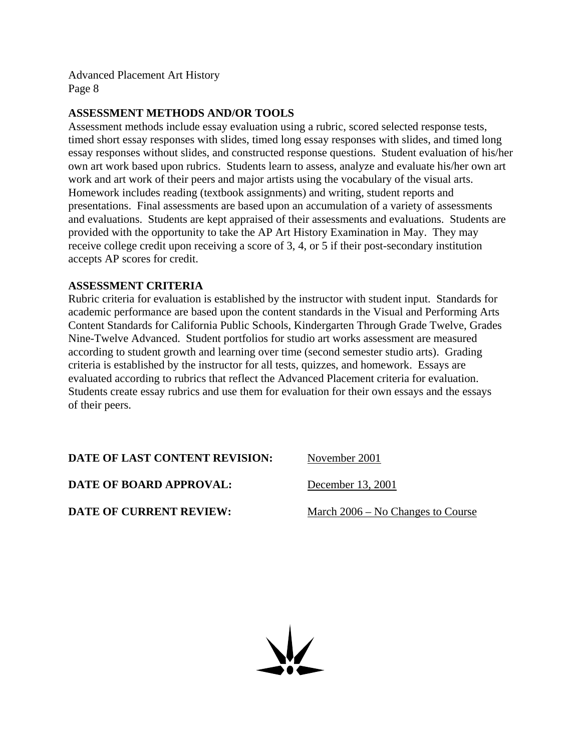## ASSESSMENT METHODS AND/OR TOOLS

Assessment methods include essay evaluation using a rubric, scored selected response tests, timed short essay responses with slides, timed long essay responses with slides, and timed long essay responses without slides, and constructed response questions. Student evaluation of his/her own art work based upon rubrics. Students learn to assess, analyze and evaluate his/her own art work and art work of their peers and major artists using the vocabulary of the visual arts. Homework includes reading (textbook assignments) and writing, student reports and presentations. Final assessments are based upon an accumulation of a variety of assessments and evaluations. Students are kept appraised of their assessments and evaluations. Students are provided with the opportunity to take the AP Art History Examination in May. They may receive college credit upon receiving a score of 3, 4, or 5 if their post-secondary institution accepts AP scores for credit.

## ASSESSMENT CRITERIA

Rubric criteria for evaluation is established by the instructor with student input. Standards for academic performance are based upon the content standards in the Visual and Performing Arts Content Standards for California Public Schools, Kindergarten Through Grade Twelve, Grades Nine-Twelve Advanced. Student portfolios for studio art works assessment are measured according to student growth and learning over time (second semester studio arts). Grading criteria is established by the instructor for all tests, quizzes, and homework. Essays are evaluated according to rubrics that reflect the Advanced Placement criteria for evaluation. Students create essay rubrics and use them for evaluation for their own essays and the essays of their peers.

**DATE OF LAST CONTENT REVISION:** November 2001

**DATE OF BOARD APPROVAL:** December 13, 2001

**DATE OF CURRENT REVIEW:** March 2006 – No Changes to Course